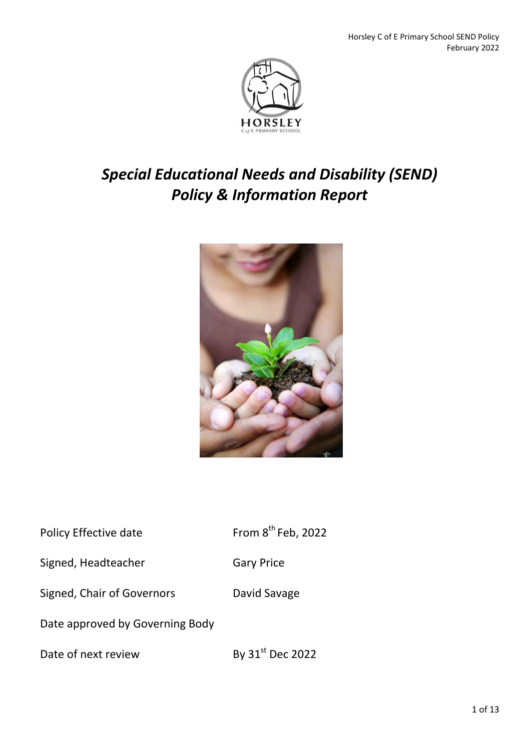# *Special Educational Needs and Disability (SEND) Policy & Information Report*

| | |
|---|---|
| Policy Effective date | From 8th Feb, 2022 |
| Signed, Headteacher | Gary Price |
| Signed, Chair of Governors | David Savage |
| Date approved by Governing Body | |
| Date of next review | By 31st Dec 2022 |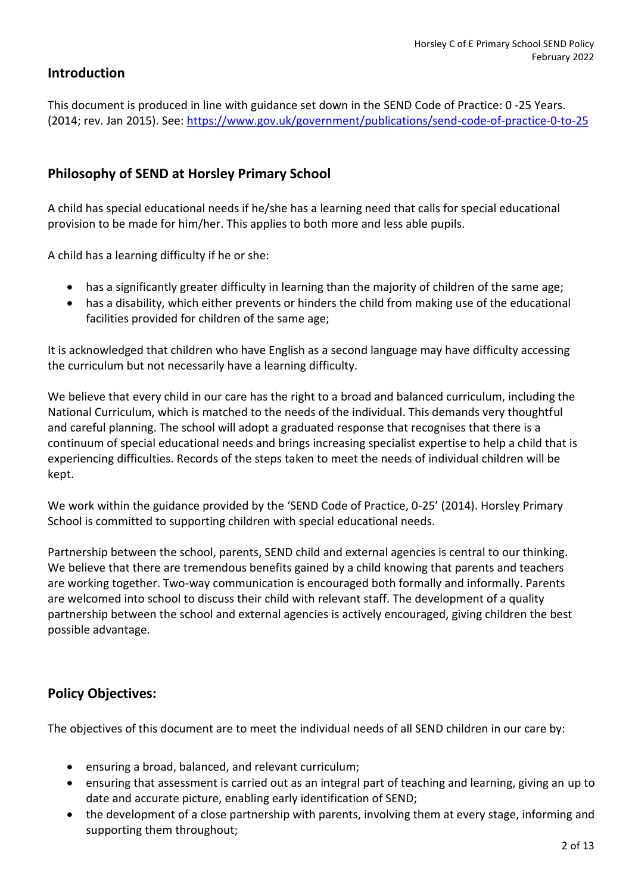## Introduction

This document is produced in line with guidance set down in the SEND Code of Practice: 0 -25 Years. (2014; rev. Jan 2015). See: https://www.gov.uk/government/publications/send-code-of-practice-0-to-25

## Philosophy of SEND at Horsley Primary School

A child has special educational needs if he/she has a learning need that calls for special educational provision to be made for him/her. This applies to both more and less able pupils.

A child has a learning difficulty if he or she:

- has a significantly greater difficulty in learning than the majority of children of the same age;
- has a disability, which either prevents or hinders the child from making use of the educational facilities provided for children of the same age;

It is acknowledged that children who have English as a second language may have difficulty accessing the curriculum but not necessarily have a learning difficulty.

We believe that every child in our care has the right to a broad and balanced curriculum, including the National Curriculum, which is matched to the needs of the individual. This demands very thoughtful and careful planning. The school will adopt a graduated response that recognises that there is a continuum of special educational needs and brings increasing specialist expertise to help a child that is experiencing difficulties. Records of the steps taken to meet the needs of individual children will be kept.

We work within the guidance provided by the 'SEND Code of Practice, 0-25' (2014). Horsley Primary School is committed to supporting children with special educational needs.

Partnership between the school, parents, SEND child and external agencies is central to our thinking. We believe that there are tremendous benefits gained by a child knowing that parents and teachers are working together. Two-way communication is encouraged both formally and informally. Parents are welcomed into school to discuss their child with relevant staff. The development of a quality partnership between the school and external agencies is actively encouraged, giving children the best possible advantage.

## Policy Objectives:

The objectives of this document are to meet the individual needs of all SEND children in our care by:

- ensuring a broad, balanced, and relevant curriculum;
- ensuring that assessment is carried out as an integral part of teaching and learning, giving an up to date and accurate picture, enabling early identification of SEND;
- the development of a close partnership with parents, involving them at every stage, informing and supporting them throughout;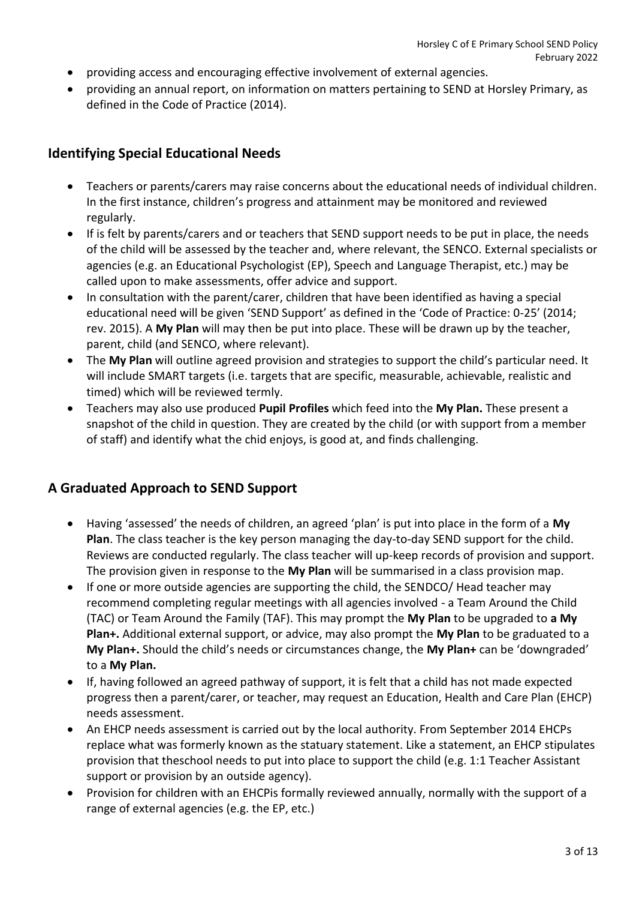- providing access and encouraging effective involvement of external agencies.
- providing an annual report, on information on matters pertaining to SEND at Horsley Primary, as defined in the Code of Practice (2014).

## Identifying Special Educational Needs

- Teachers or parents/carers may raise concerns about the educational needs of individual children. In the first instance, children's progress and attainment may be monitored and reviewed regularly.
- If is felt by parents/carers and or teachers that SEND support needs to be put in place, the needs of the child will be assessed by the teacher and, where relevant, the SENCO. External specialists or agencies (e.g. an Educational Psychologist (EP), Speech and Language Therapist, etc.) may be called upon to make assessments, offer advice and support.
- In consultation with the parent/carer, children that have been identified as having a special educational need will be given 'SEND Support' as defined in the 'Code of Practice: 0-25' (2014; rev. 2015). A **My Plan** will may then be put into place. These will be drawn up by the teacher, parent, child (and SENCO, where relevant).
- The **My Plan** will outline agreed provision and strategies to support the child's particular need. It will include SMART targets (i.e. targets that are specific, measurable, achievable, realistic and timed) which will be reviewed termly.
- Teachers may also use produced **Pupil Profiles** which feed into the **My Plan.** These present a snapshot of the child in question. They are created by the child (or with support from a member of staff) and identify what the chid enjoys, is good at, and finds challenging.

## A Graduated Approach to SEND Support

- Having 'assessed' the needs of children, an agreed 'plan' is put into place in the form of a **My Plan**. The class teacher is the key person managing the day-to-day SEND support for the child. Reviews are conducted regularly. The class teacher will up-keep records of provision and support. The provision given in response to the **My Plan** will be summarised in a class provision map.
- If one or more outside agencies are supporting the child, the SENDCO/ Head teacher may recommend completing regular meetings with all agencies involved - a Team Around the Child (TAC) or Team Around the Family (TAF). This may prompt the **My Plan** to be upgraded to **a My Plan+.** Additional external support, or advice, may also prompt the **My Plan** to be graduated to a **My Plan+.** Should the child's needs or circumstances change, the **My Plan+** can be 'downgraded' to a **My Plan.**
- If, having followed an agreed pathway of support, it is felt that a child has not made expected progress then a parent/carer, or teacher, may request an Education, Health and Care Plan (EHCP) needs assessment.
- An EHCP needs assessment is carried out by the local authority. From September 2014 EHCPs replace what was formerly known as the statuary statement. Like a statement, an EHCP stipulates provision that theschool needs to put into place to support the child (e.g. 1:1 Teacher Assistant support or provision by an outside agency).
- Provision for children with an EHCPis formally reviewed annually, normally with the support of a range of external agencies (e.g. the EP, etc.)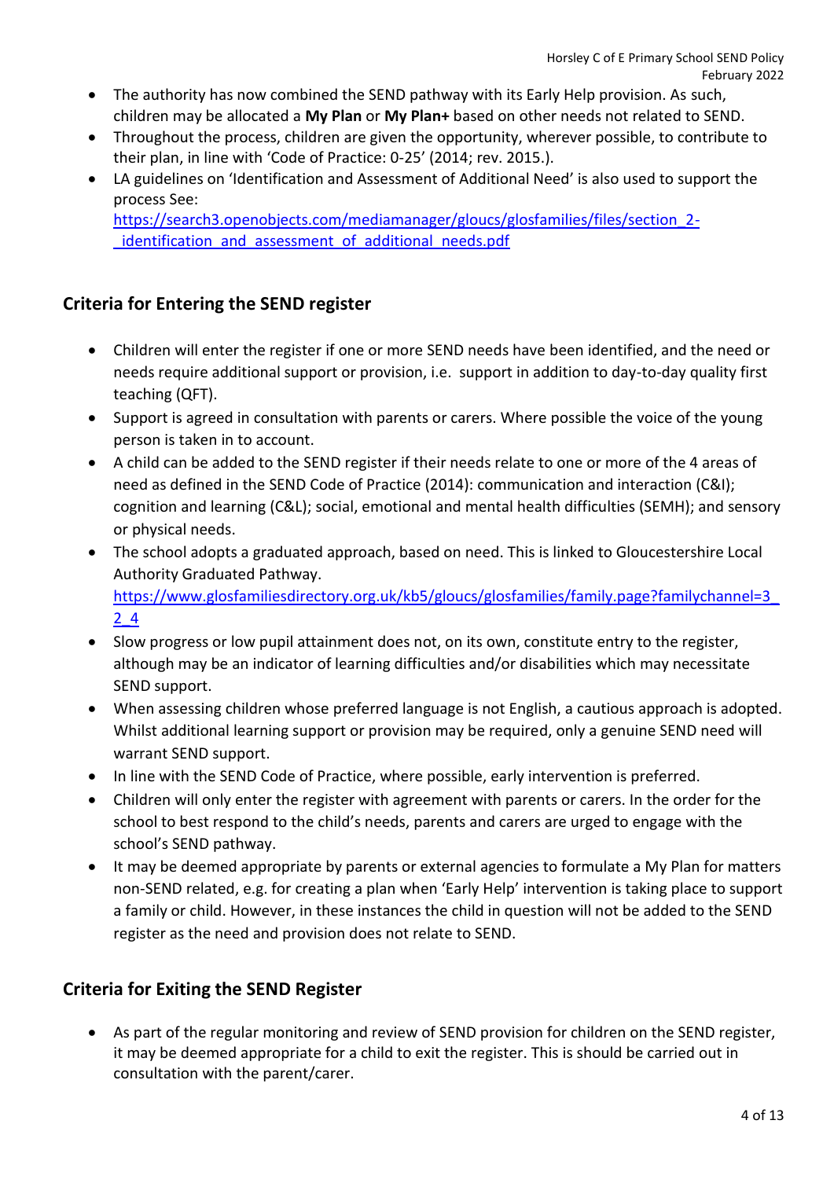- The authority has now combined the SEND pathway with its Early Help provision. As such, children may be allocated a **My Plan** or **My Plan+** based on other needs not related to SEND.
- Throughout the process, children are given the opportunity, wherever possible, to contribute to their plan, in line with 'Code of Practice: 0-25' (2014; rev. 2015.).
- LA guidelines on 'Identification and Assessment of Additional Need' is also used to support the process See: [https://search3.openobjects.com/mediamanager/gloucs/glosfamilies/files/section_2-_identification_and_assessment_of_additional_needs.pdf](https://search3.openobjects.com/mediamanager/gloucs/glosfamilies/files/section_2-_identification_and_assessment_of_additional_needs.pdf)

## Criteria for Entering the SEND register

- Children will enter the register if one or more SEND needs have been identified, and the need or needs require additional support or provision, i.e. support in addition to day-to-day quality first teaching (QFT).
- Support is agreed in consultation with parents or carers. Where possible the voice of the young person is taken in to account.
- A child can be added to the SEND register if their needs relate to one or more of the 4 areas of need as defined in the SEND Code of Practice (2014): communication and interaction (C&I); cognition and learning (C&L); social, emotional and mental health difficulties (SEMH); and sensory or physical needs.
- The school adopts a graduated approach, based on need. This is linked to Gloucestershire Local Authority Graduated Pathway. [https://www.glosfamiliesdirectory.org.uk/kb5/gloucs/glosfamilies/family.page?familychannel=3_2_4](https://www.glosfamiliesdirectory.org.uk/kb5/gloucs/glosfamilies/family.page?familychannel=3_2_4)
- Slow progress or low pupil attainment does not, on its own, constitute entry to the register, although may be an indicator of learning difficulties and/or disabilities which may necessitate SEND support.
- When assessing children whose preferred language is not English, a cautious approach is adopted. Whilst additional learning support or provision may be required, only a genuine SEND need will warrant SEND support.
- In line with the SEND Code of Practice, where possible, early intervention is preferred.
- Children will only enter the register with agreement with parents or carers. In the order for the school to best respond to the child's needs, parents and carers are urged to engage with the school's SEND pathway.
- It may be deemed appropriate by parents or external agencies to formulate a My Plan for matters non-SEND related, e.g. for creating a plan when 'Early Help' intervention is taking place to support a family or child. However, in these instances the child in question will not be added to the SEND register as the need and provision does not relate to SEND.

## Criteria for Exiting the SEND Register

- As part of the regular monitoring and review of SEND provision for children on the SEND register, it may be deemed appropriate for a child to exit the register. This is should be carried out in consultation with the parent/carer.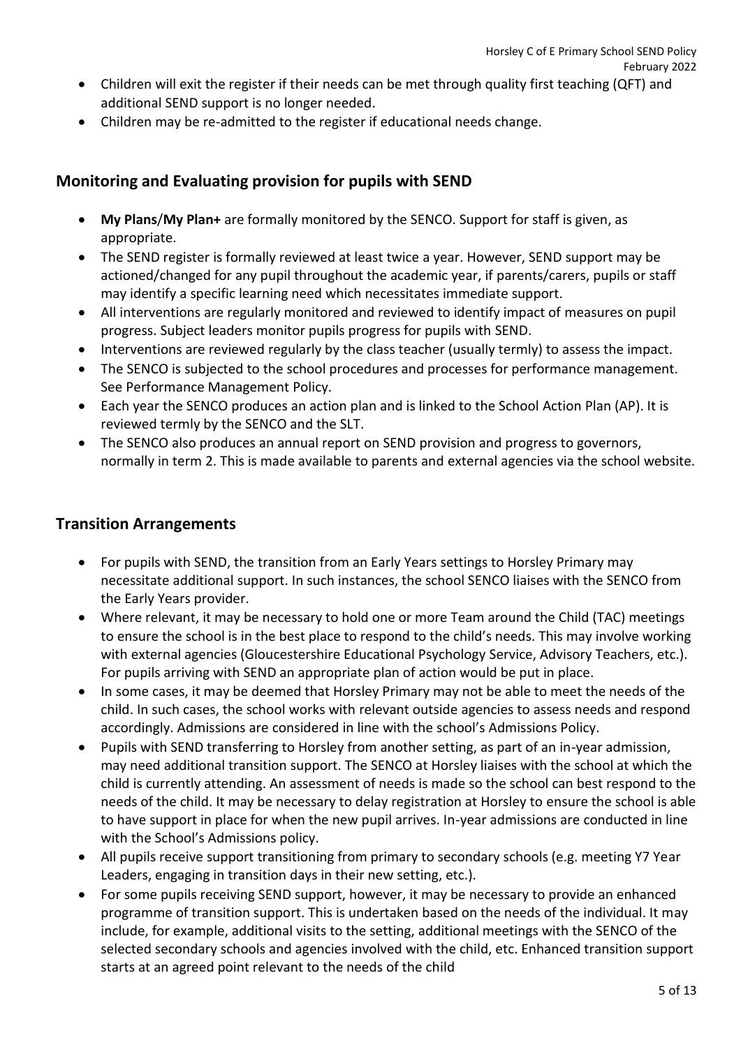- Children will exit the register if their needs can be met through quality first teaching (QFT) and additional SEND support is no longer needed.
- Children may be re-admitted to the register if educational needs change.

## Monitoring and Evaluating provision for pupils with SEND

- **My Plans**/**My Plan+** are formally monitored by the SENCO. Support for staff is given, as appropriate.
- The SEND register is formally reviewed at least twice a year. However, SEND support may be actioned/changed for any pupil throughout the academic year, if parents/carers, pupils or staff may identify a specific learning need which necessitates immediate support.
- All interventions are regularly monitored and reviewed to identify impact of measures on pupil progress. Subject leaders monitor pupils progress for pupils with SEND.
- Interventions are reviewed regularly by the class teacher (usually termly) to assess the impact.
- The SENCO is subjected to the school procedures and processes for performance management. See Performance Management Policy.
- Each year the SENCO produces an action plan and is linked to the School Action Plan (AP). It is reviewed termly by the SENCO and the SLT.
- The SENCO also produces an annual report on SEND provision and progress to governors, normally in term 2. This is made available to parents and external agencies via the school website.

## Transition Arrangements

- For pupils with SEND, the transition from an Early Years settings to Horsley Primary may necessitate additional support. In such instances, the school SENCO liaises with the SENCO from the Early Years provider.
- Where relevant, it may be necessary to hold one or more Team around the Child (TAC) meetings to ensure the school is in the best place to respond to the child's needs. This may involve working with external agencies (Gloucestershire Educational Psychology Service, Advisory Teachers, etc.). For pupils arriving with SEND an appropriate plan of action would be put in place.
- In some cases, it may be deemed that Horsley Primary may not be able to meet the needs of the child. In such cases, the school works with relevant outside agencies to assess needs and respond accordingly. Admissions are considered in line with the school's Admissions Policy.
- Pupils with SEND transferring to Horsley from another setting, as part of an in-year admission, may need additional transition support. The SENCO at Horsley liaises with the school at which the child is currently attending. An assessment of needs is made so the school can best respond to the needs of the child. It may be necessary to delay registration at Horsley to ensure the school is able to have support in place for when the new pupil arrives. In-year admissions are conducted in line with the School's Admissions policy.
- All pupils receive support transitioning from primary to secondary schools (e.g. meeting Y7 Year Leaders, engaging in transition days in their new setting, etc.).
- For some pupils receiving SEND support, however, it may be necessary to provide an enhanced programme of transition support. This is undertaken based on the needs of the individual. It may include, for example, additional visits to the setting, additional meetings with the SENCO of the selected secondary schools and agencies involved with the child, etc. Enhanced transition support starts at an agreed point relevant to the needs of the child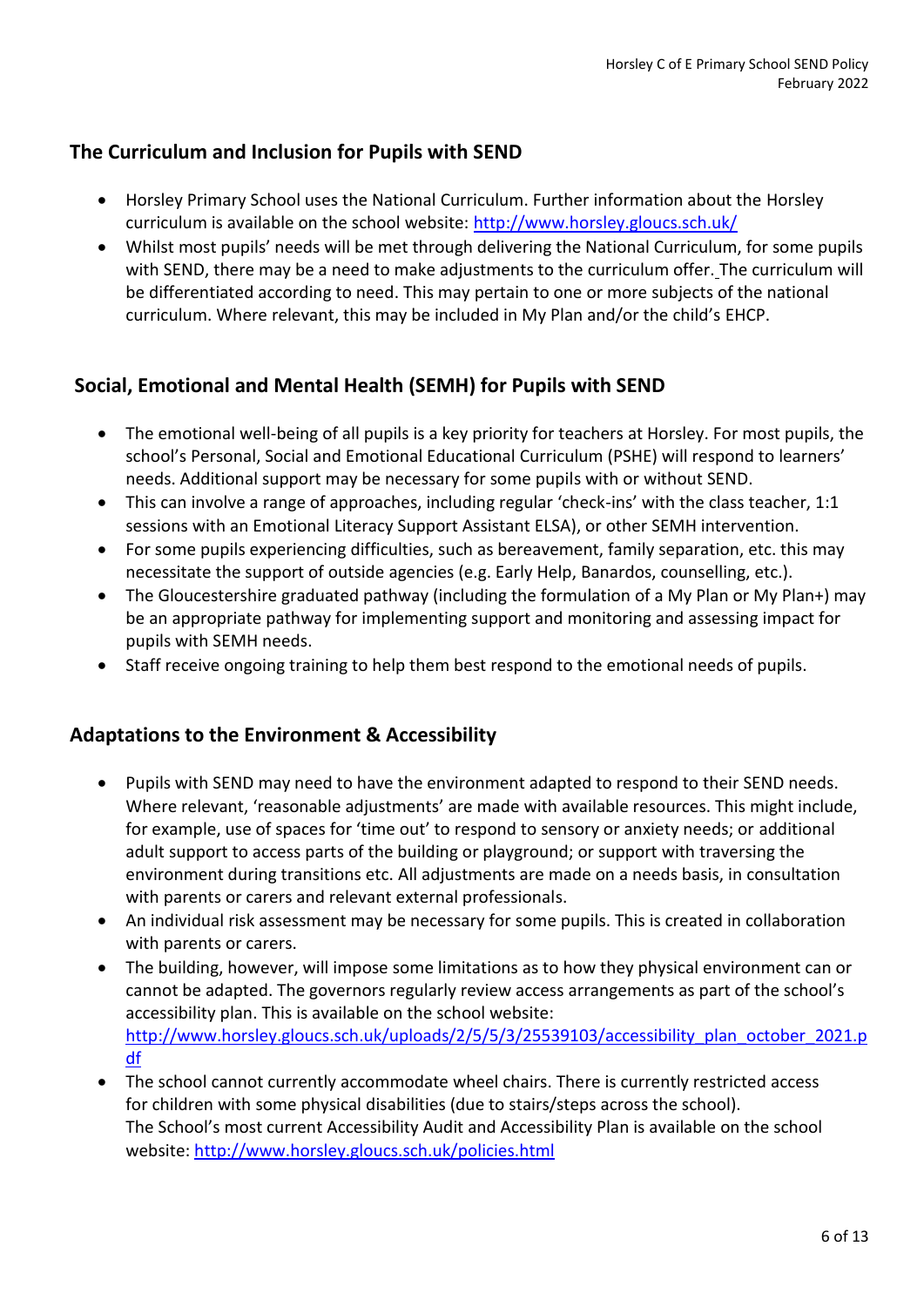## The Curriculum and Inclusion for Pupils with SEND

- Horsley Primary School uses the National Curriculum. Further information about the Horsley curriculum is available on the school website: [http://www.horsley.gloucs.sch.uk/](http://www.horsley.gloucs.sch.uk/)
- Whilst most pupils' needs will be met through delivering the National Curriculum, for some pupils with SEND, there may be a need to make adjustments to the curriculum offer. The curriculum will be differentiated according to need. This may pertain to one or more subjects of the national curriculum. Where relevant, this may be included in My Plan and/or the child's EHCP.

## Social, Emotional and Mental Health (SEMH) for Pupils with SEND

- The emotional well-being of all pupils is a key priority for teachers at Horsley. For most pupils, the school's Personal, Social and Emotional Educational Curriculum (PSHE) will respond to learners' needs. Additional support may be necessary for some pupils with or without SEND.
- This can involve a range of approaches, including regular 'check-ins' with the class teacher, 1:1 sessions with an Emotional Literacy Support Assistant ELSA), or other SEMH intervention.
- For some pupils experiencing difficulties, such as bereavement, family separation, etc. this may necessitate the support of outside agencies (e.g. Early Help, Banardos, counselling, etc.).
- The Gloucestershire graduated pathway (including the formulation of a My Plan or My Plan+) may be an appropriate pathway for implementing support and monitoring and assessing impact for pupils with SEMH needs.
- Staff receive ongoing training to help them best respond to the emotional needs of pupils.

## Adaptations to the Environment & Accessibility

- Pupils with SEND may need to have the environment adapted to respond to their SEND needs. Where relevant, 'reasonable adjustments' are made with available resources. This might include, for example, use of spaces for 'time out' to respond to sensory or anxiety needs; or additional adult support to access parts of the building or playground; or support with traversing the environment during transitions etc. All adjustments are made on a needs basis, in consultation with parents or carers and relevant external professionals.
- An individual risk assessment may be necessary for some pupils. This is created in collaboration with parents or carers.
- The building, however, will impose some limitations as to how they physical environment can or cannot be adapted. The governors regularly review access arrangements as part of the school's accessibility plan. This is available on the school website: [http://www.horsley.gloucs.sch.uk/uploads/2/5/5/3/25539103/accessibility_plan_october_2021.pdf](http://www.horsley.gloucs.sch.uk/uploads/2/5/5/3/25539103/accessibility_plan_october_2021.pdf)
- The school cannot currently accommodate wheel chairs. There is currently restricted access for children with some physical disabilities (due to stairs/steps across the school).
  The School's most current Accessibility Audit and Accessibility Plan is available on the school website: [http://www.horsley.gloucs.sch.uk/policies.html](http://www.horsley.gloucs.sch.uk/policies.html)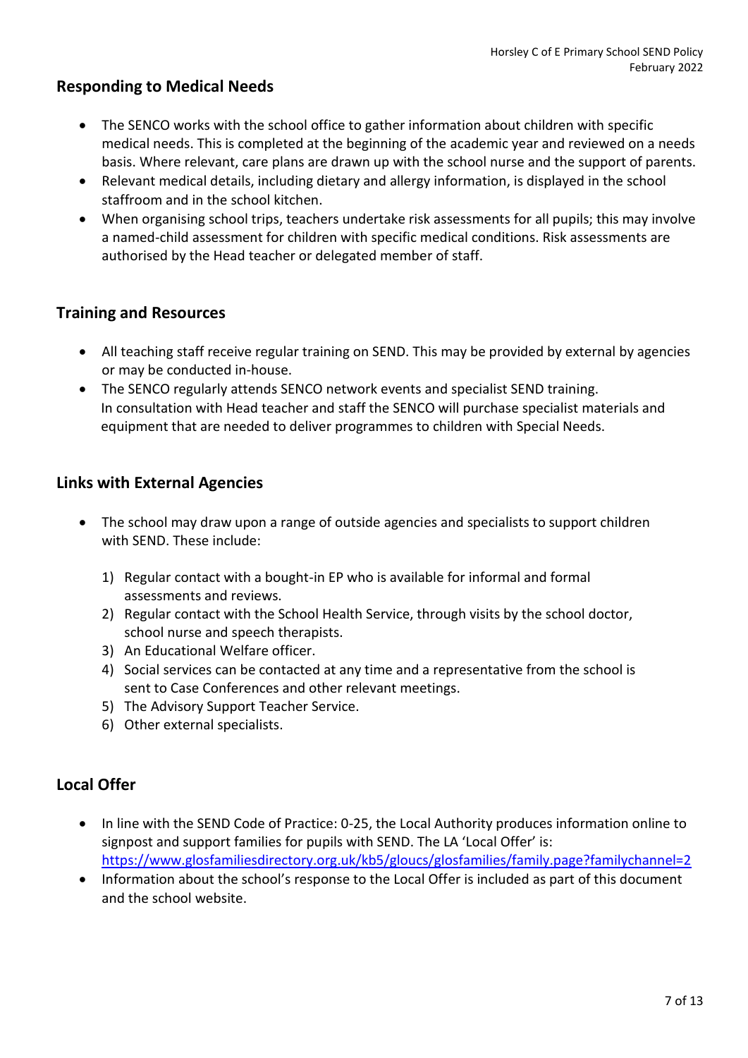## Responding to Medical Needs

- The SENCO works with the school office to gather information about children with specific medical needs. This is completed at the beginning of the academic year and reviewed on a needs basis. Where relevant, care plans are drawn up with the school nurse and the support of parents.
- Relevant medical details, including dietary and allergy information, is displayed in the school staffroom and in the school kitchen.
- When organising school trips, teachers undertake risk assessments for all pupils; this may involve a named-child assessment for children with specific medical conditions. Risk assessments are authorised by the Head teacher or delegated member of staff.

## Training and Resources

- All teaching staff receive regular training on SEND. This may be provided by external by agencies or may be conducted in-house.
- The SENCO regularly attends SENCO network events and specialist SEND training.
  In consultation with Head teacher and staff the SENCO will purchase specialist materials and equipment that are needed to deliver programmes to children with Special Needs.

## Links with External Agencies

- The school may draw upon a range of outside agencies and specialists to support children with SEND. These include:

  1) Regular contact with a bought-in EP who is available for informal and formal assessments and reviews.
  2) Regular contact with the School Health Service, through visits by the school doctor, school nurse and speech therapists.
  3) An Educational Welfare officer.
  4) Social services can be contacted at any time and a representative from the school is sent to Case Conferences and other relevant meetings.
  5) The Advisory Support Teacher Service.
  6) Other external specialists.

## Local Offer

- In line with the SEND Code of Practice: 0-25, the Local Authority produces information online to signpost and support families for pupils with SEND. The LA 'Local Offer' is: https://www.glosfamiliesdirectory.org.uk/kb5/gloucs/glosfamilies/family.page?familychannel=2
- Information about the school's response to the Local Offer is included as part of this document and the school website.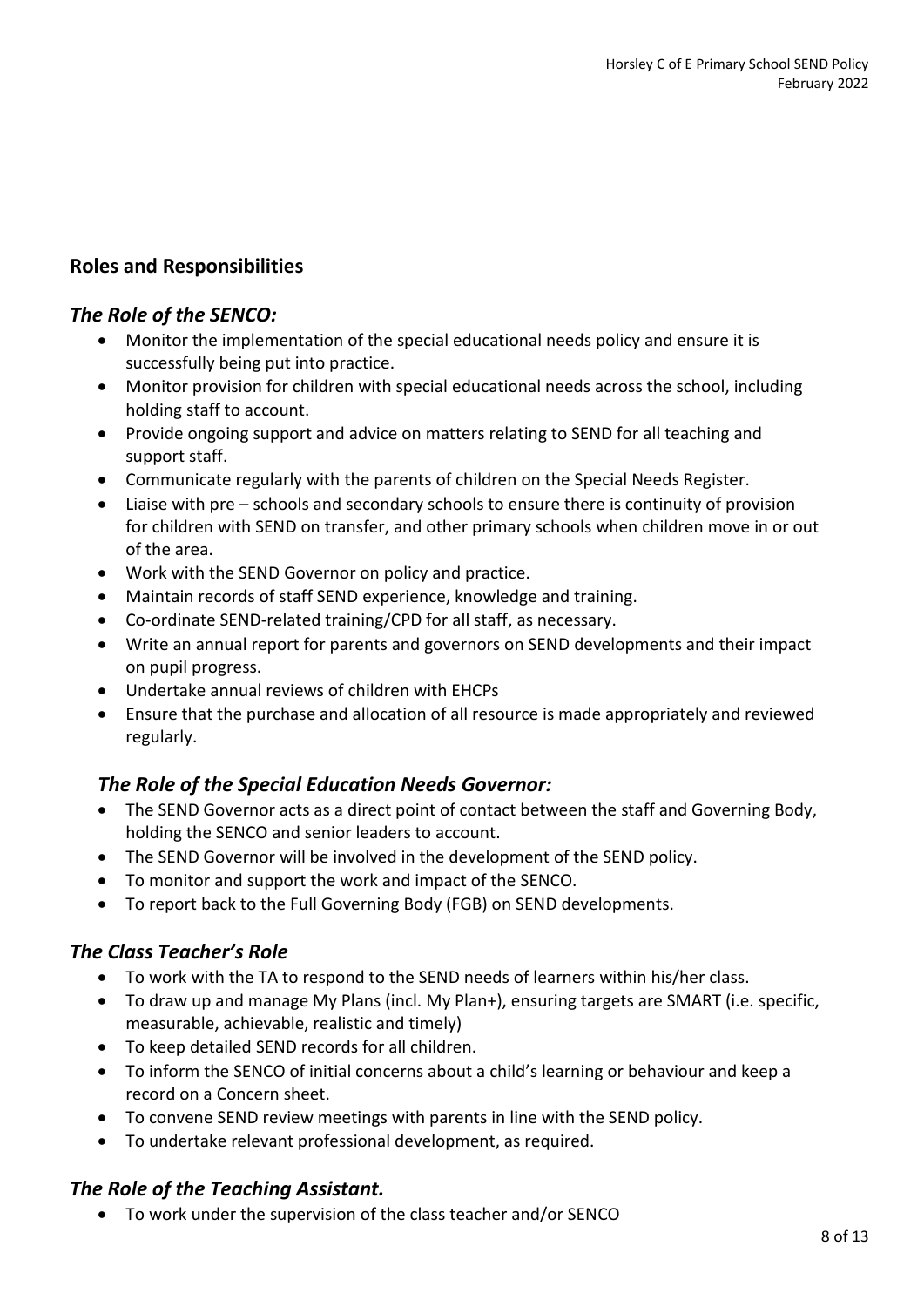## Roles and Responsibilities

### *The Role of the SENCO:*

- Monitor the implementation of the special educational needs policy and ensure it is successfully being put into practice.
- Monitor provision for children with special educational needs across the school, including holding staff to account.
- Provide ongoing support and advice on matters relating to SEND for all teaching and support staff.
- Communicate regularly with the parents of children on the Special Needs Register.
- Liaise with pre – schools and secondary schools to ensure there is continuity of provision for children with SEND on transfer, and other primary schools when children move in or out of the area.
- Work with the SEND Governor on policy and practice.
- Maintain records of staff SEND experience, knowledge and training.
- Co-ordinate SEND-related training/CPD for all staff, as necessary.
- Write an annual report for parents and governors on SEND developments and their impact on pupil progress.
- Undertake annual reviews of children with EHCPs
- Ensure that the purchase and allocation of all resource is made appropriately and reviewed regularly.

### *The Role of the Special Education Needs Governor:*

- The SEND Governor acts as a direct point of contact between the staff and Governing Body, holding the SENCO and senior leaders to account.
- The SEND Governor will be involved in the development of the SEND policy.
- To monitor and support the work and impact of the SENCO.
- To report back to the Full Governing Body (FGB) on SEND developments.

### *The Class Teacher's Role*

- To work with the TA to respond to the SEND needs of learners within his/her class.
- To draw up and manage My Plans (incl. My Plan+), ensuring targets are SMART (i.e. specific, measurable, achievable, realistic and timely)
- To keep detailed SEND records for all children.
- To inform the SENCO of initial concerns about a child's learning or behaviour and keep a record on a Concern sheet.
- To convene SEND review meetings with parents in line with the SEND policy.
- To undertake relevant professional development, as required.

### *The Role of the Teaching Assistant.*

- To work under the supervision of the class teacher and/or SENCO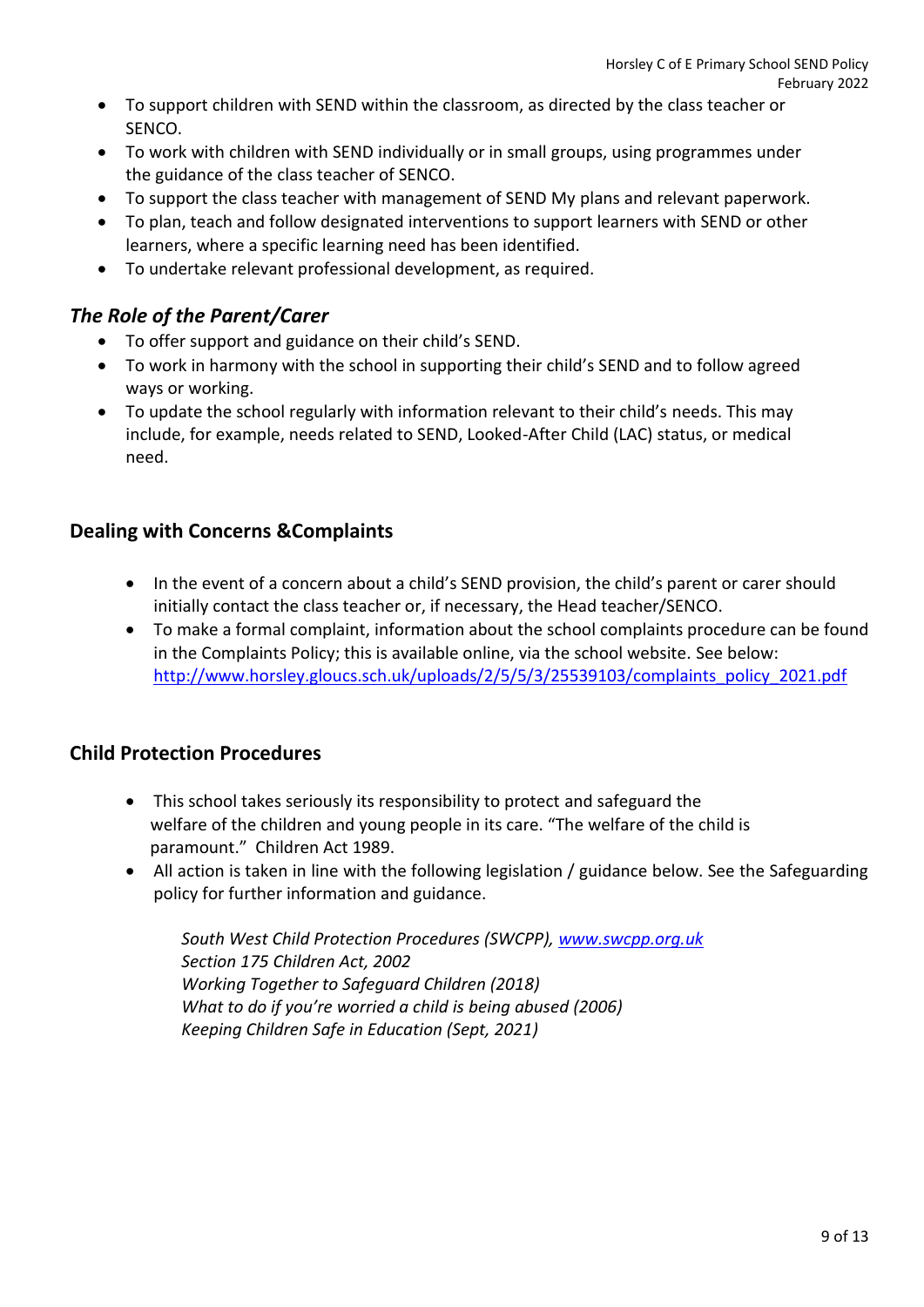- To support children with SEND within the classroom, as directed by the class teacher or SENCO.
- To work with children with SEND individually or in small groups, using programmes under the guidance of the class teacher of SENCO.
- To support the class teacher with management of SEND My plans and relevant paperwork.
- To plan, teach and follow designated interventions to support learners with SEND or other learners, where a specific learning need has been identified.
- To undertake relevant professional development, as required.

### *The Role of the Parent/Carer*

- To offer support and guidance on their child's SEND.
- To work in harmony with the school in supporting their child's SEND and to follow agreed ways or working.
- To update the school regularly with information relevant to their child's needs. This may include, for example, needs related to SEND, Looked-After Child (LAC) status, or medical need.

## Dealing with Concerns &Complaints

- In the event of a concern about a child's SEND provision, the child's parent or carer should initially contact the class teacher or, if necessary, the Head teacher/SENCO.
- To make a formal complaint, information about the school complaints procedure can be found in the Complaints Policy; this is available online, via the school website. See below: [http://www.horsley.gloucs.sch.uk/uploads/2/5/5/3/25539103/complaints_policy_2021.pdf](http://www.horsley.gloucs.sch.uk/uploads/2/5/5/3/25539103/complaints_policy_2021.pdf)

## Child Protection Procedures

- This school takes seriously its responsibility to protect and safeguard the welfare of the children and young people in its care. "The welfare of the child is paramount." Children Act 1989.
- All action is taken in line with the following legislation / guidance below. See the Safeguarding policy for further information and guidance.

  *South West Child Protection Procedures (SWCPP), [www.swcpp.org.uk](http://www.swcpp.org.uk)*
  *Section 175 Children Act, 2002*
  *Working Together to Safeguard Children (2018)*
  *What to do if you're worried a child is being abused (2006)*
  *Keeping Children Safe in Education (Sept, 2021)*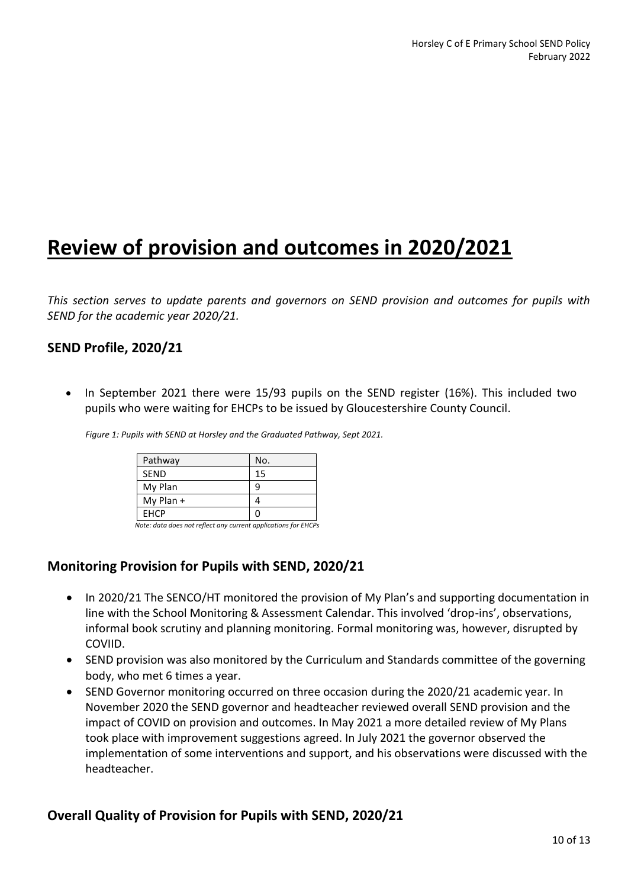# Review of provision and outcomes in 2020/2021

*This section serves to update parents and governors on SEND provision and outcomes for pupils with SEND for the academic year 2020/21.*

## SEND Profile, 2020/21

- In September 2021 there were 15/93 pupils on the SEND register (16%). This included two pupils who were waiting for EHCPs to be issued by Gloucestershire County Council.

*Figure 1: Pupils with SEND at Horsley and the Graduated Pathway, Sept 2021.*

| Pathway | No. |
|---|---|
| SEND | 15 |
| My Plan | 9 |
| My Plan + | 4 |
| EHCP | 0 |

*Note: data does not reflect any current applications for EHCPs*

## Monitoring Provision for Pupils with SEND, 2020/21

- In 2020/21 The SENCO/HT monitored the provision of My Plan's and supporting documentation in line with the School Monitoring & Assessment Calendar. This involved 'drop-ins', observations, informal book scrutiny and planning monitoring. Formal monitoring was, however, disrupted by COVIID.
- SEND provision was also monitored by the Curriculum and Standards committee of the governing body, who met 6 times a year.
- SEND Governor monitoring occurred on three occasion during the 2020/21 academic year. In November 2020 the SEND governor and headteacher reviewed overall SEND provision and the impact of COVID on provision and outcomes. In May 2021 a more detailed review of My Plans took place with improvement suggestions agreed. In July 2021 the governor observed the implementation of some interventions and support, and his observations were discussed with the headteacher.

## Overall Quality of Provision for Pupils with SEND, 2020/21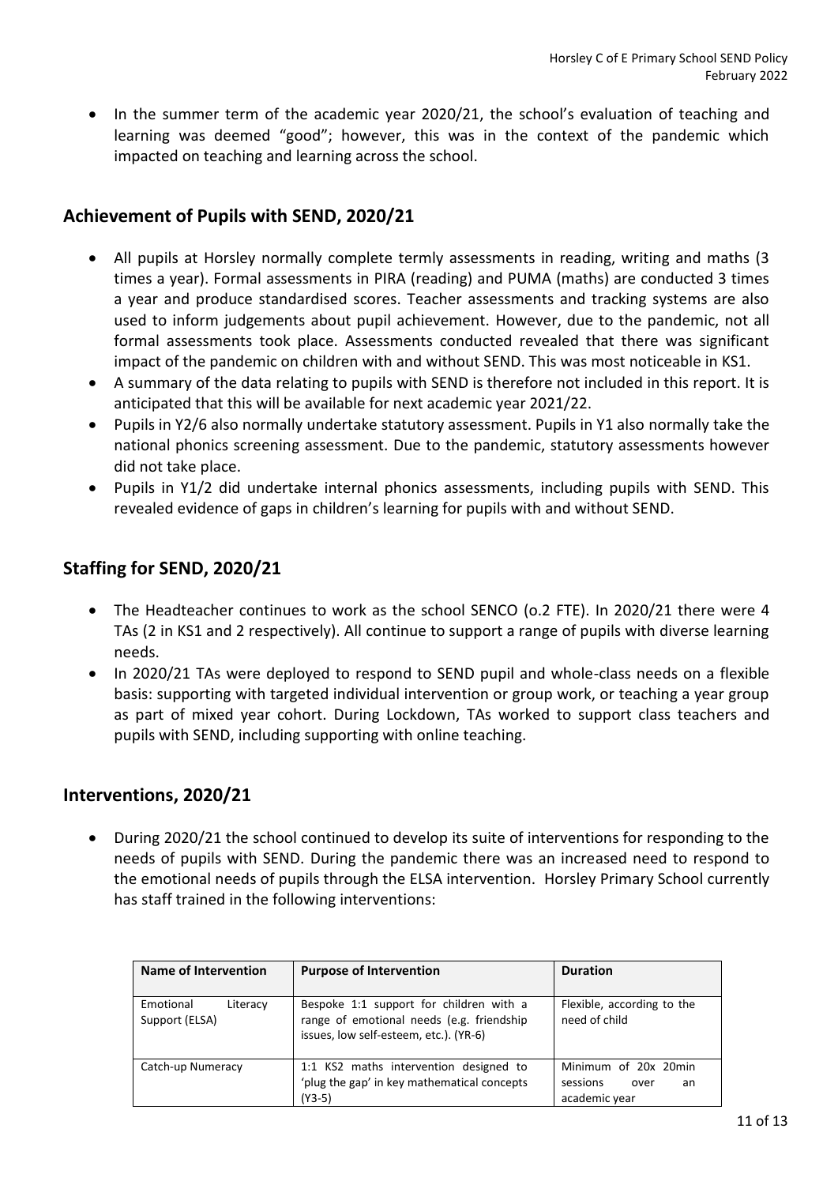- In the summer term of the academic year 2020/21, the school's evaluation of teaching and learning was deemed "good"; however, this was in the context of the pandemic which impacted on teaching and learning across the school.

## Achievement of Pupils with SEND, 2020/21

- All pupils at Horsley normally complete termly assessments in reading, writing and maths (3 times a year). Formal assessments in PIRA (reading) and PUMA (maths) are conducted 3 times a year and produce standardised scores. Teacher assessments and tracking systems are also used to inform judgements about pupil achievement. However, due to the pandemic, not all formal assessments took place. Assessments conducted revealed that there was significant impact of the pandemic on children with and without SEND. This was most noticeable in KS1.
- A summary of the data relating to pupils with SEND is therefore not included in this report. It is anticipated that this will be available for next academic year 2021/22.
- Pupils in Y2/6 also normally undertake statutory assessment. Pupils in Y1 also normally take the national phonics screening assessment. Due to the pandemic, statutory assessments however did not take place.
- Pupils in Y1/2 did undertake internal phonics assessments, including pupils with SEND. This revealed evidence of gaps in children's learning for pupils with and without SEND.

## Staffing for SEND, 2020/21

- The Headteacher continues to work as the school SENCO (o.2 FTE). In 2020/21 there were 4 TAs (2 in KS1 and 2 respectively). All continue to support a range of pupils with diverse learning needs.
- In 2020/21 TAs were deployed to respond to SEND pupil and whole-class needs on a flexible basis: supporting with targeted individual intervention or group work, or teaching a year group as part of mixed year cohort. During Lockdown, TAs worked to support class teachers and pupils with SEND, including supporting with online teaching.

## Interventions, 2020/21

- During 2020/21 the school continued to develop its suite of interventions for responding to the needs of pupils with SEND. During the pandemic there was an increased need to respond to the emotional needs of pupils through the ELSA intervention. Horsley Primary School currently has staff trained in the following interventions:

| Name of Intervention | Purpose of Intervention | Duration |
|---|---|---|
| Emotional Literacy Support (ELSA) | Bespoke 1:1 support for children with a range of emotional needs (e.g. friendship issues, low self-esteem, etc.). (YR-6) | Flexible, according to the need of child |
| Catch-up Numeracy | 1:1 KS2 maths intervention designed to 'plug the gap' in key mathematical concepts (Y3-5) | Minimum of 20x 20min sessions over an academic year |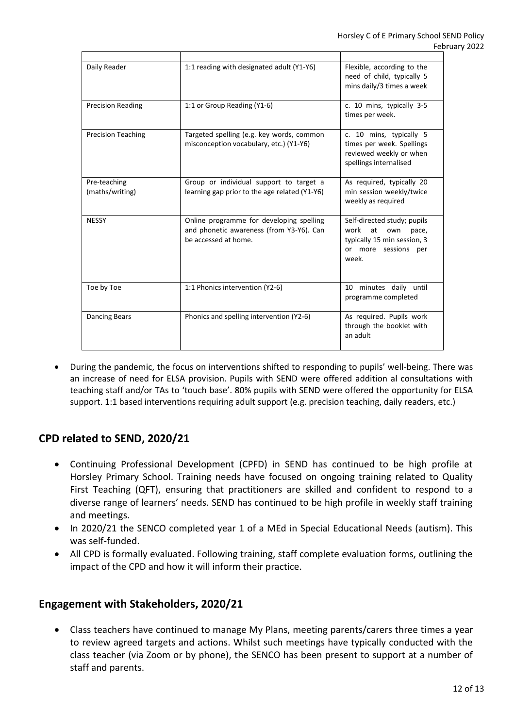| | | |
|---|---|---|
| Daily Reader | 1:1 reading with designated adult (Y1-Y6) | Flexible, according to the need of child, typically 5 mins daily/3 times a week |
| Precision Reading | 1:1 or Group Reading (Y1-6) | c. 10 mins, typically 3-5 times per week. |
| Precision Teaching | Targeted spelling (e.g. key words, common misconception vocabulary, etc.) (Y1-Y6) | c. 10 mins, typically 5 times per week. Spellings reviewed weekly or when spellings internalised |
| Pre-teaching (maths/writing) | Group or individual support to target a learning gap prior to the age related (Y1-Y6) | As required, typically 20 min session weekly/twice weekly as required |
| NESSY | Online programme for developing spelling and phonetic awareness (from Y3-Y6). Can be accessed at home. | Self-directed study; pupils work at own pace, typically 15 min session, 3 or more sessions per week. |
| Toe by Toe | 1:1 Phonics intervention (Y2-6) | 10 minutes daily until programme completed |
| Dancing Bears | Phonics and spelling intervention (Y2-6) | As required. Pupils work through the booklet with an adult |

- During the pandemic, the focus on interventions shifted to responding to pupils' well-being. There was an increase of need for ELSA provision. Pupils with SEND were offered addition al consultations with teaching staff and/or TAs to 'touch base'. 80% pupils with SEND were offered the opportunity for ELSA support. 1:1 based interventions requiring adult support (e.g. precision teaching, daily readers, etc.)

## CPD related to SEND, 2020/21

- Continuing Professional Development (CPFD) in SEND has continued to be high profile at Horsley Primary School. Training needs have focused on ongoing training related to Quality First Teaching (QFT), ensuring that practitioners are skilled and confident to respond to a diverse range of learners' needs. SEND has continued to be high profile in weekly staff training and meetings.
- In 2020/21 the SENCO completed year 1 of a MEd in Special Educational Needs (autism). This was self-funded.
- All CPD is formally evaluated. Following training, staff complete evaluation forms, outlining the impact of the CPD and how it will inform their practice.

## Engagement with Stakeholders, 2020/21

- Class teachers have continued to manage My Plans, meeting parents/carers three times a year to review agreed targets and actions. Whilst such meetings have typically conducted with the class teacher (via Zoom or by phone), the SENCO has been present to support at a number of staff and parents.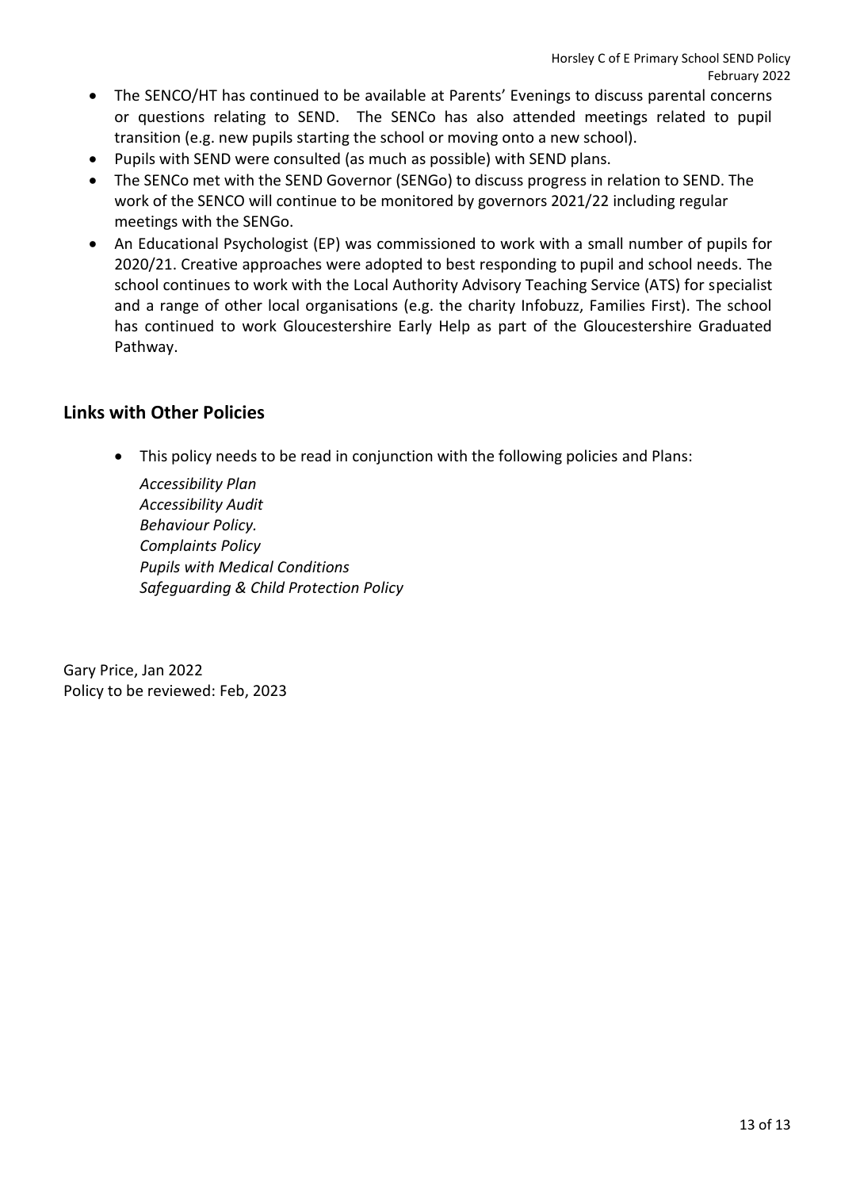- The SENCO/HT has continued to be available at Parents' Evenings to discuss parental concerns or questions relating to SEND. The SENCo has also attended meetings related to pupil transition (e.g. new pupils starting the school or moving onto a new school).
- Pupils with SEND were consulted (as much as possible) with SEND plans.
- The SENCo met with the SEND Governor (SENGo) to discuss progress in relation to SEND. The work of the SENCO will continue to be monitored by governors 2021/22 including regular meetings with the SENGo.
- An Educational Psychologist (EP) was commissioned to work with a small number of pupils for 2020/21. Creative approaches were adopted to best responding to pupil and school needs. The school continues to work with the Local Authority Advisory Teaching Service (ATS) for specialist and a range of other local organisations (e.g. the charity Infobuzz, Families First). The school has continued to work Gloucestershire Early Help as part of the Gloucestershire Graduated Pathway.

## Links with Other Policies

- This policy needs to be read in conjunction with the following policies and Plans:

  *Accessibility Plan*
  *Accessibility Audit*
  *Behaviour Policy.*
  *Complaints Policy*
  *Pupils with Medical Conditions*
  *Safeguarding & Child Protection Policy*

Gary Price, Jan 2022
Policy to be reviewed: Feb, 2023